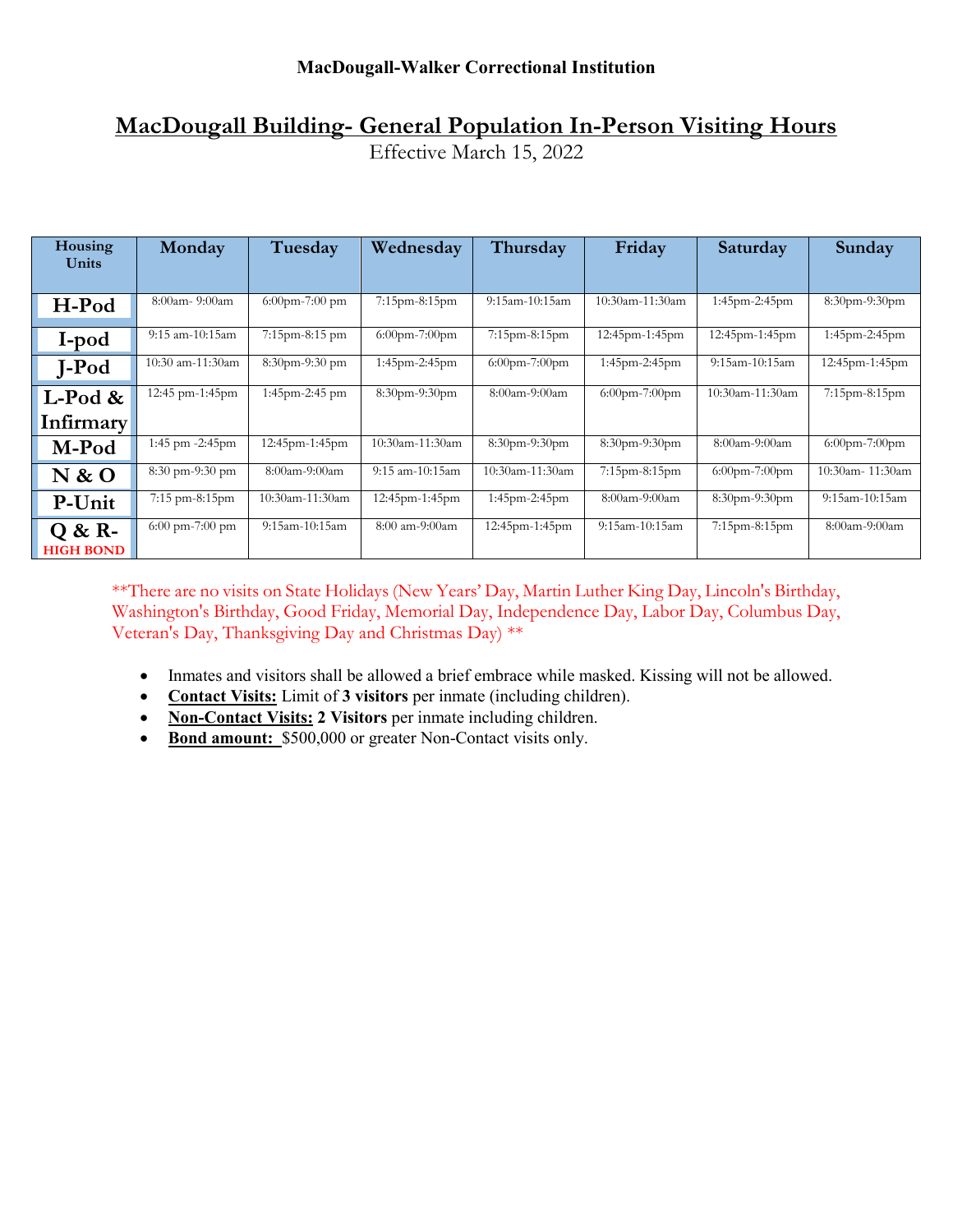**MacDougall-Walker Correctional Institution**

# MacDougall Building- General Population In-Person Visiting Hours

Effective March 15, 2022

| Housing Units | Monday | Tuesday | Wednesday | Thursday | Friday | Saturday | Sunday |
|---|---|---|---|---|---|---|---|
| H-Pod | 8:00am- 9:00am | 6:00pm-7:00 pm | 7:15pm-8:15pm | 9:15am-10:15am | 10:30am-11:30am | 1:45pm-2:45pm | 8:30pm-9:30pm |
| I-pod | 9:15 am-10:15am | 7:15pm-8:15 pm | 6:00pm-7:00pm | 7:15pm-8:15pm | 12:45pm-1:45pm | 12:45pm-1:45pm | 1:45pm-2:45pm |
| J-Pod | 10:30 am-11:30am | 8:30pm-9:30 pm | 1:45pm-2:45pm | 6:00pm-7:00pm | 1:45pm-2:45pm | 9:15am-10:15am | 12:45pm-1:45pm |
| L-Pod & Infirmary | 12:45 pm-1:45pm | 1:45pm-2:45 pm | 8:30pm-9:30pm | 8:00am-9:00am | 6:00pm-7:00pm | 10:30am-11:30am | 7:15pm-8:15pm |
| M-Pod | 1:45 pm -2:45pm | 12:45pm-1:45pm | 10:30am-11:30am | 8:30pm-9:30pm | 8:30pm-9:30pm | 8:00am-9:00am | 6:00pm-7:00pm |
| N & O | 8:30 pm-9:30 pm | 8:00am-9:00am | 9:15 am-10:15am | 10:30am-11:30am | 7:15pm-8:15pm | 6:00pm-7:00pm | 10:30am- 11:30am |
| P-Unit | 7:15 pm-8:15pm | 10:30am-11:30am | 12:45pm-1:45pm | 1:45pm-2:45pm | 8:00am-9:00am | 8:30pm-9:30pm | 9:15am-10:15am |
| Q & R- HIGH BOND | 6:00 pm-7:00 pm | 9:15am-10:15am | 8:00 am-9:00am | 12:45pm-1:45pm | 9:15am-10:15am | 7:15pm-8:15pm | 8:00am-9:00am |

**There are no visits on State Holidays (New Years' Day, Martin Luther King Day, Lincoln's Birthday, Washington's Birthday, Good Friday, Memorial Day, Independence Day, Labor Day, Columbus Day, Veteran's Day, Thanksgiving Day and Christmas Day) **

- Inmates and visitors shall be allowed a brief embrace while masked. Kissing will not be allowed.
- **Contact Visits:** Limit of **3 visitors** per inmate (including children).
- **Non-Contact Visits:** **2 Visitors** per inmate including children.
- **Bond amount:** $500,000 or greater Non-Contact visits only.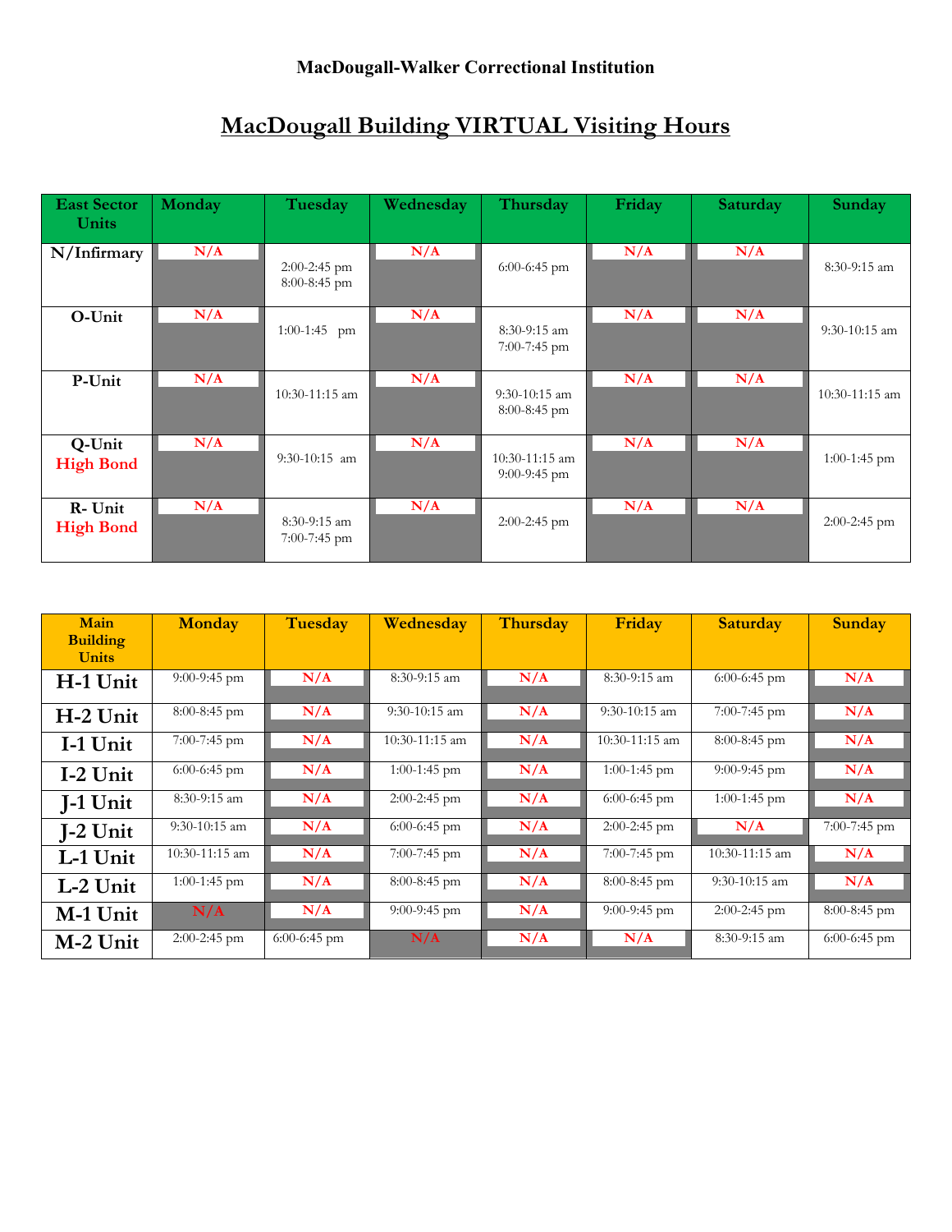**MacDougall-Walker Correctional Institution**

# MacDougall Building VIRTUAL Visiting Hours

| East Sector Units | Monday | Tuesday | Wednesday | Thursday | Friday | Saturday | Sunday |
|---|---|---|---|---|---|---|---|
| N/Infirmary | N/A | 2:00-2:45 pm<br>8:00-8:45 pm | N/A | 6:00-6:45 pm | N/A | N/A | 8:30-9:15 am |
| O-Unit | N/A | 1:00-1:45 pm | N/A | 8:30-9:15 am<br>7:00-7:45 pm | N/A | N/A | 9:30-10:15 am |
| P-Unit | N/A | 10:30-11:15 am | N/A | 9:30-10:15 am<br>8:00-8:45 pm | N/A | N/A | 10:30-11:15 am |
| Q-Unit<br>High Bond | N/A | 9:30-10:15 am | N/A | 10:30-11:15 am<br>9:00-9:45 pm | N/A | N/A | 1:00-1:45 pm |
| R- Unit<br>High Bond | N/A | 8:30-9:15 am<br>7:00-7:45 pm | N/A | 2:00-2:45 pm | N/A | N/A | 2:00-2:45 pm |

| Main Building Units | Monday | Tuesday | Wednesday | Thursday | Friday | Saturday | Sunday |
|---|---|---|---|---|---|---|---|
| H-1 Unit | 9:00-9:45 pm | N/A | 8:30-9:15 am | N/A | 8:30-9:15 am | 6:00-6:45 pm | N/A |
| H-2 Unit | 8:00-8:45 pm | N/A | 9:30-10:15 am | N/A | 9:30-10:15 am | 7:00-7:45 pm | N/A |
| I-1 Unit | 7:00-7:45 pm | N/A | 10:30-11:15 am | N/A | 10:30-11:15 am | 8:00-8:45 pm | N/A |
| I-2 Unit | 6:00-6:45 pm | N/A | 1:00-1:45 pm | N/A | 1:00-1:45 pm | 9:00-9:45 pm | N/A |
| J-1 Unit | 8:30-9:15 am | N/A | 2:00-2:45 pm | N/A | 6:00-6:45 pm | 1:00-1:45 pm | N/A |
| J-2 Unit | 9:30-10:15 am | N/A | 6:00-6:45 pm | N/A | 2:00-2:45 pm | N/A | 7:00-7:45 pm |
| L-1 Unit | 10:30-11:15 am | N/A | 7:00-7:45 pm | N/A | 7:00-7:45 pm | 10:30-11:15 am | N/A |
| L-2 Unit | 1:00-1:45 pm | N/A | 8:00-8:45 pm | N/A | 8:00-8:45 pm | 9:30-10:15 am | N/A |
| M-1 Unit | N/A | N/A | 9:00-9:45 pm | N/A | 9:00-9:45 pm | 2:00-2:45 pm | 8:00-8:45 pm |
| M-2 Unit | 2:00-2:45 pm | 6:00-6:45 pm | N/A | N/A | N/A | 8:30-9:15 am | 6:00-6:45 pm |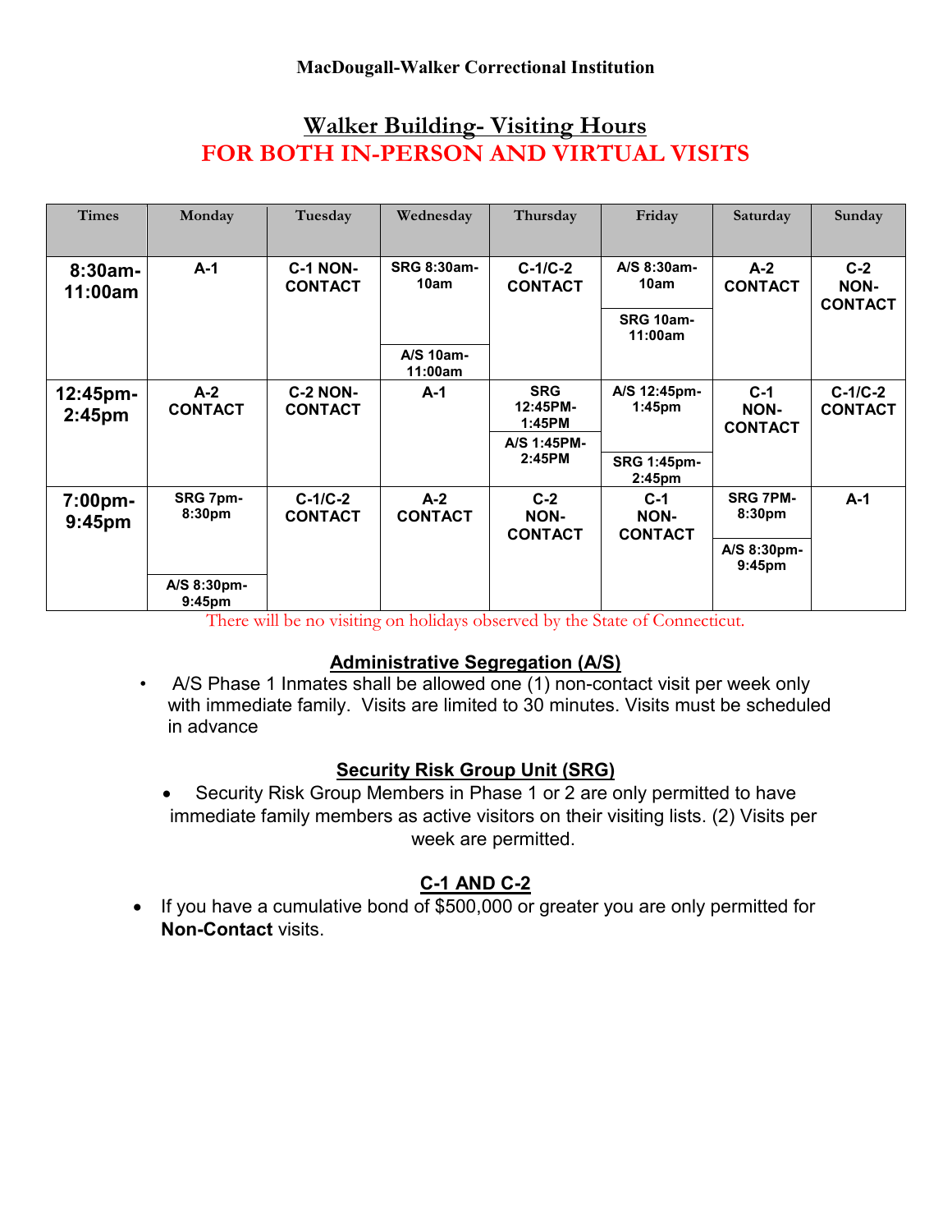**MacDougall-Walker Correctional Institution**

## Walker Building- Visiting Hours
## FOR BOTH IN-PERSON AND VIRTUAL VISITS

| Times | Monday | Tuesday | Wednesday | Thursday | Friday | Saturday | Sunday |
|---|---|---|---|---|---|---|---|
| 8:30am-11:00am | A-1 | C-1 NON-CONTACT | SRG 8:30am-10am<br>A/S 10am-11:00am | C-1/C-2 CONTACT | A/S 8:30am-10am<br>SRG 10am-11:00am | A-2 CONTACT | C-2 NON-CONTACT |
| 12:45pm-2:45pm | A-2 CONTACT | C-2 NON-CONTACT | A-1 | SRG 12:45PM-1:45PM<br>A/S 1:45PM-2:45PM | A/S 12:45pm-1:45pm<br>SRG 1:45pm-2:45pm | C-1 NON-CONTACT | C-1/C-2 CONTACT |
| 7:00pm-9:45pm | SRG 7pm-8:30pm<br>A/S 8:30pm-9:45pm | C-1/C-2 CONTACT | A-2 CONTACT | C-2 NON-CONTACT | C-1 NON-CONTACT | SRG 7PM-8:30pm<br>A/S 8:30pm-9:45pm | A-1 |

There will be no visiting on holidays observed by the State of Connecticut.

### Administrative Segregation (A/S)

- A/S Phase 1 Inmates shall be allowed one (1) non-contact visit per week only with immediate family. Visits are limited to 30 minutes. Visits must be scheduled in advance

### Security Risk Group Unit (SRG)

- Security Risk Group Members in Phase 1 or 2 are only permitted to have immediate family members as active visitors on their visiting lists. (2) Visits per week are permitted.

### C-1 AND C-2

- If you have a cumulative bond of $500,000 or greater you are only permitted for **Non-Contact** visits.